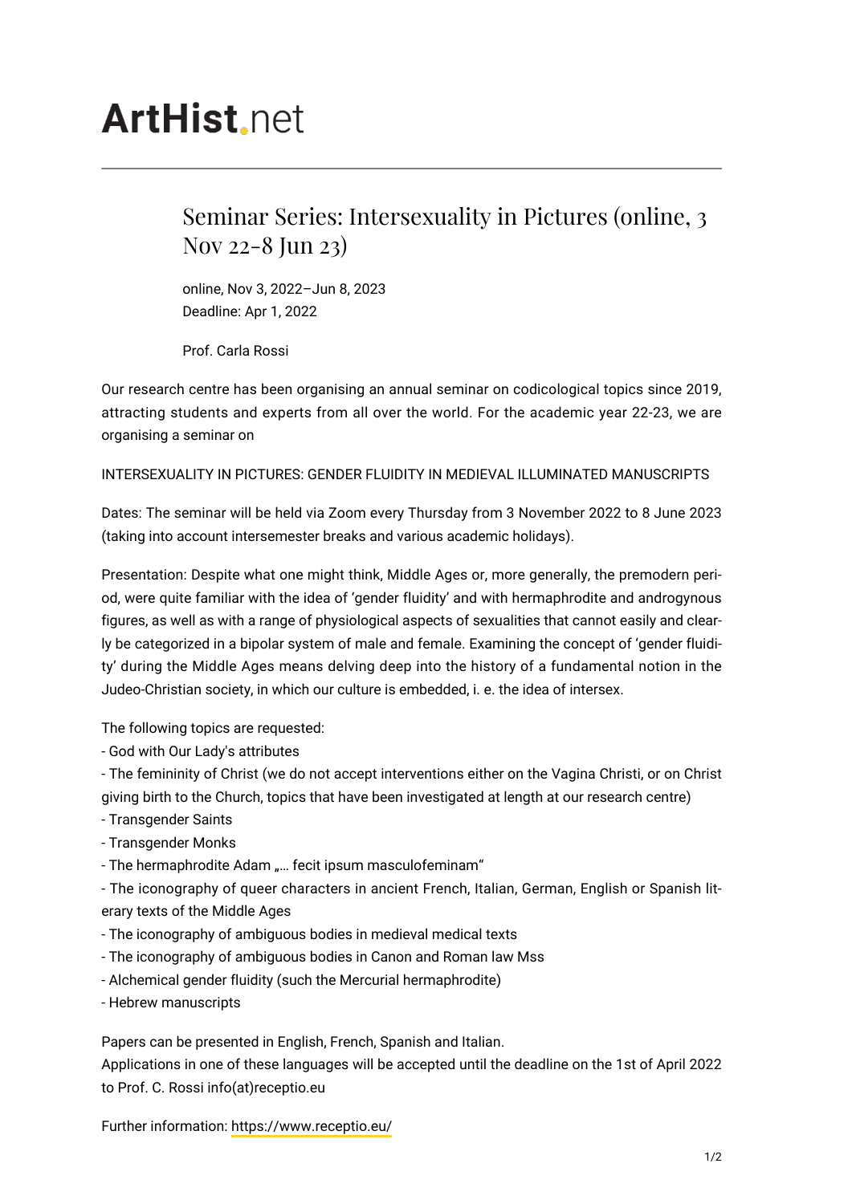# ArtHist.net

## Seminar Series: Intersexuality in Pictures (online, 3 Nov 22-8 Jun 23)

online, Nov 3, 2022–Jun 8, 2023
Deadline: Apr 1, 2022

Prof. Carla Rossi

Our research centre has been organising an annual seminar on codicological topics since 2019, attracting students and experts from all over the world. For the academic year 22-23, we are organising a seminar on

INTERSEXUALITY IN PICTURES: GENDER FLUIDITY IN MEDIEVAL ILLUMINATED MANUSCRIPTS

Dates: The seminar will be held via Zoom every Thursday from 3 November 2022 to 8 June 2023 (taking into account intersemester breaks and various academic holidays).

Presentation: Despite what one might think, Middle Ages or, more generally, the premodern period, were quite familiar with the idea of 'gender fluidity' and with hermaphrodite and androgynous figures, as well as with a range of physiological aspects of sexualities that cannot easily and clearly be categorized in a bipolar system of male and female. Examining the concept of 'gender fluidity' during the Middle Ages means delving deep into the history of a fundamental notion in the Judeo-Christian society, in which our culture is embedded, i. e. the idea of intersex.

The following topics are requested:

- God with Our Lady's attributes
- The femininity of Christ (we do not accept interventions either on the Vagina Christi, or on Christ giving birth to the Church, topics that have been investigated at length at our research centre)
- Transgender Saints
- Transgender Monks
- The hermaphrodite Adam „… fecit ipsum masculofeminam"
- The iconography of queer characters in ancient French, Italian, German, English or Spanish literary texts of the Middle Ages
- The iconography of ambiguous bodies in medieval medical texts
- The iconography of ambiguous bodies in Canon and Roman law Mss
- Alchemical gender fluidity (such the Mercurial hermaphrodite)
- Hebrew manuscripts

Papers can be presented in English, French, Spanish and Italian.
Applications in one of these languages will be accepted until the deadline on the 1st of April 2022 to Prof. C. Rossi info(at)receptio.eu

Further information: https://www.receptio.eu/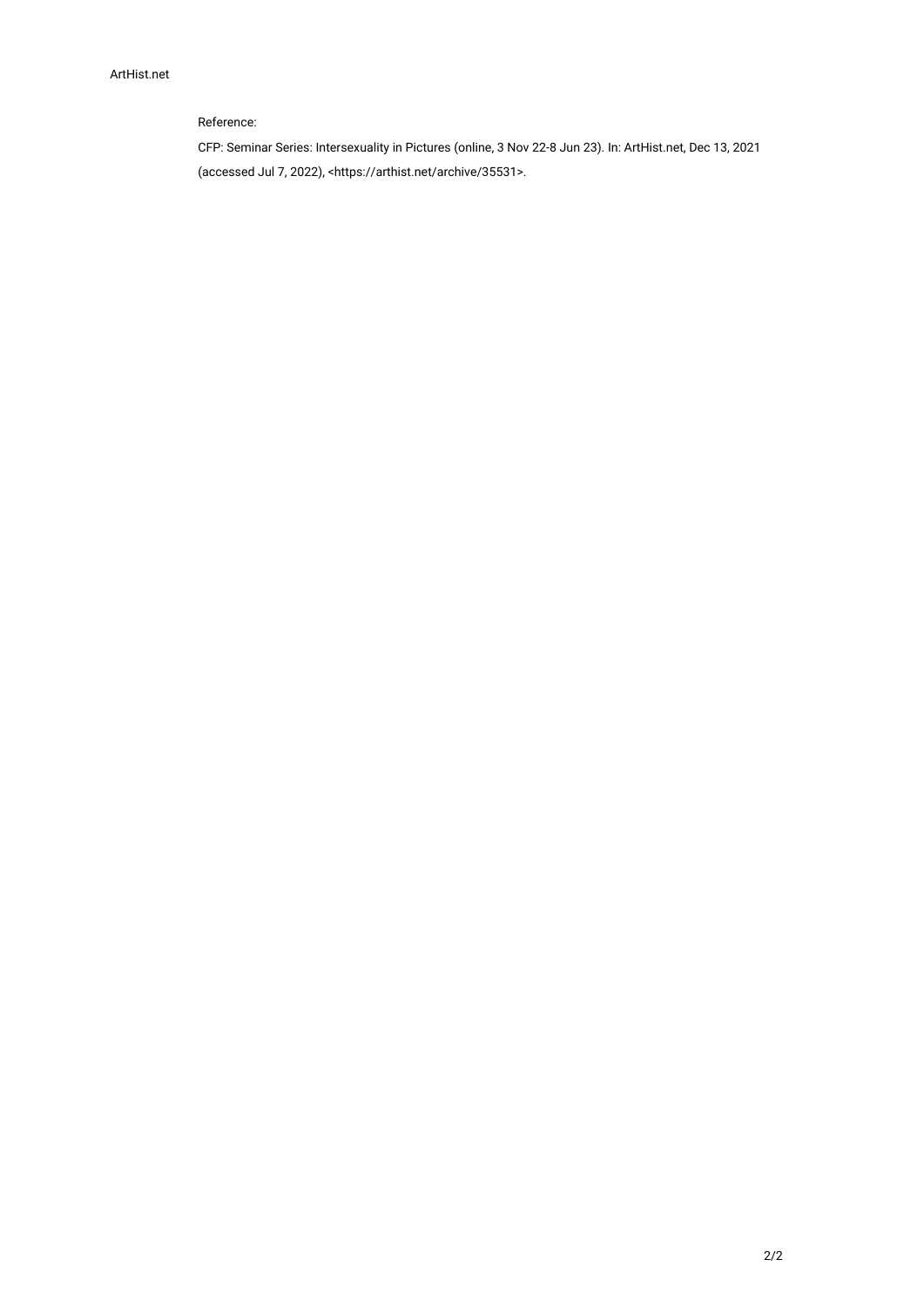Reference:

CFP: Seminar Series: Intersexuality in Pictures (online, 3 Nov 22-8 Jun 23). In: ArtHist.net, Dec 13, 2021 (accessed Jul 7, 2022), <https://arthist.net/archive/35531>.